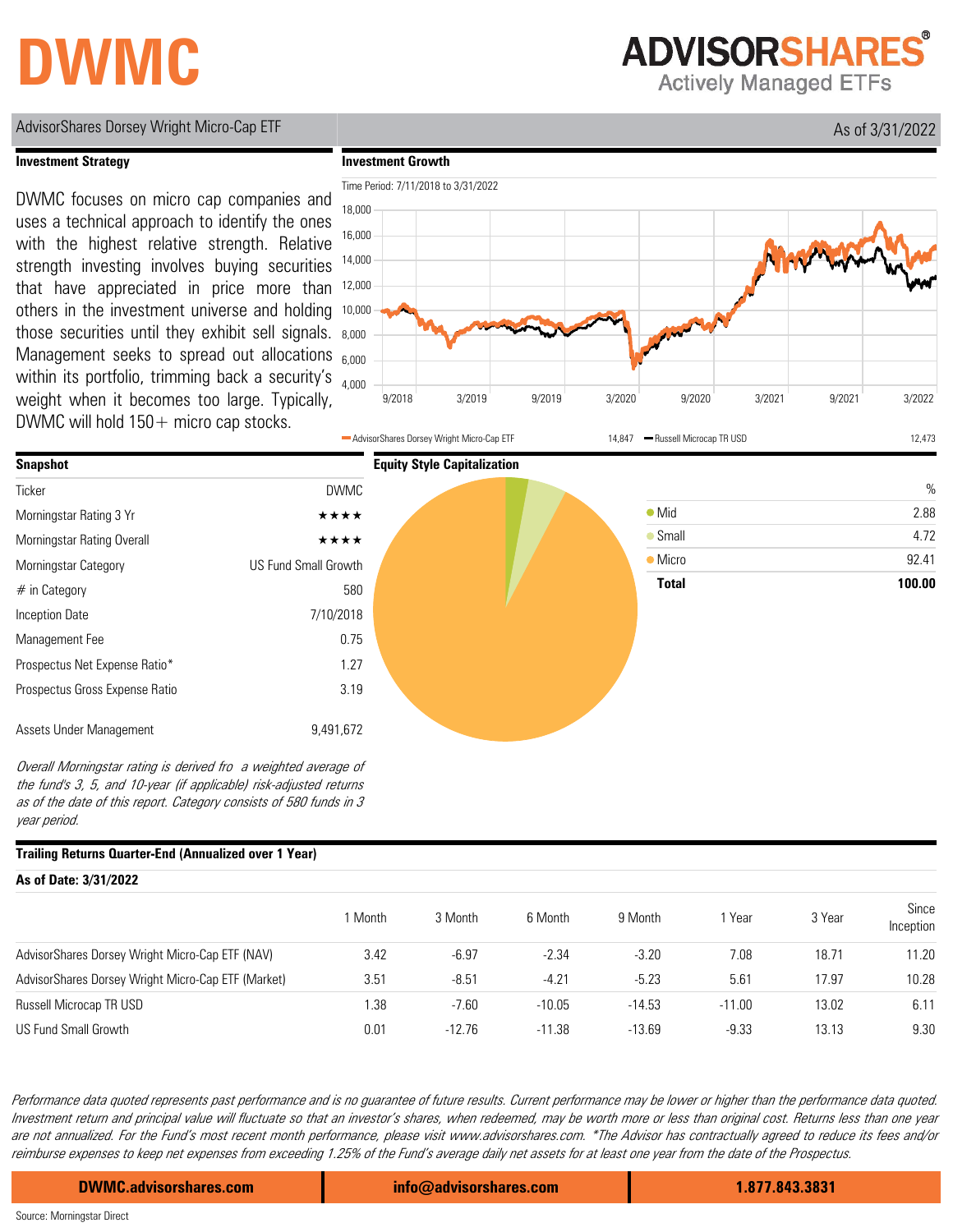# DWMC

**ADVISORSHARES®**
Actively Managed ETFs

AdvisorShares Dorsey Wright Micro-Cap ETF

As of 3/31/2022

## Investment Strategy

DWMC focuses on micro cap companies and uses a technical approach to identify the ones with the highest relative strength. Relative strength investing involves buying securities that have appreciated in price more than others in the investment universe and holding those securities until they exhibit sell signals. Management seeks to spread out allocations within its portfolio, trimming back a security's weight when it becomes too large. Typically, DWMC will hold 150+ micro cap stocks.

## Investment Growth

Time Period: 7/11/2018 to 3/31/2022

AdvisorShares Dorsey Wright Micro-Cap ETF 14,847 — Russell Microcap TR USD 12,473

## Snapshot

| | |
|---|---|
| Ticker | DWMC |
| Morningstar Rating 3 Yr | ★★★★ |
| Morningstar Rating Overall | ★★★★ |
| Morningstar Category | US Fund Small Growth |
| # in Category | 580 |
| Inception Date | 7/10/2018 |
| Management Fee | 0.75 |
| Prospectus Net Expense Ratio* | 1.27 |
| Prospectus Gross Expense Ratio | 3.19 |
| Assets Under Management | 9,491,672 |

*Overall Morningstar rating is derived fro a weighted average of the fund's 3, 5, and 10-year (if applicable) risk-adjusted returns as of the date of this report. Category consists of 580 funds in 3 year period.*

## Equity Style Capitalization

| | % |
|---|---|
| Mid | 2.88 |
| Small | 4.72 |
| Micro | 92.41 |
| **Total** | **100.00** |

## Trailing Returns Quarter-End (Annualized over 1 Year)

**As of Date: 3/31/2022**

| | 1 Month | 3 Month | 6 Month | 9 Month | 1 Year | 3 Year | Since Inception |
|---|---|---|---|---|---|---|---|
| AdvisorShares Dorsey Wright Micro-Cap ETF (NAV) | 3.42 | -6.97 | -2.34 | -3.20 | 7.08 | 18.71 | 11.20 |
| AdvisorShares Dorsey Wright Micro-Cap ETF (Market) | 3.51 | -8.51 | -4.21 | -5.23 | 5.61 | 17.97 | 10.28 |
| Russell Microcap TR USD | 1.38 | -7.60 | -10.05 | -14.53 | -11.00 | 13.02 | 6.11 |
| US Fund Small Growth | 0.01 | -12.76 | -11.38 | -13.69 | -9.33 | 13.13 | 9.30 |

*Performance data quoted represents past performance and is no guarantee of future results. Current performance may be lower or higher than the performance data quoted. Investment return and principal value will fluctuate so that an investor's shares, when redeemed, may be worth more or less than original cost. Returns less than one year are not annualized. For the Fund's most recent month performance, please visit www.advisorshares.com. *The Advisor has contractually agreed to reduce its fees and/or reimburse expenses to keep net expenses from exceeding 1.25% of the Fund's average daily net assets for at least one year from the date of the Prospectus.*

**DWMC.advisorshares.com** | **info@advisorshares.com** | **1.877.843.3831**

Source: Morningstar Direct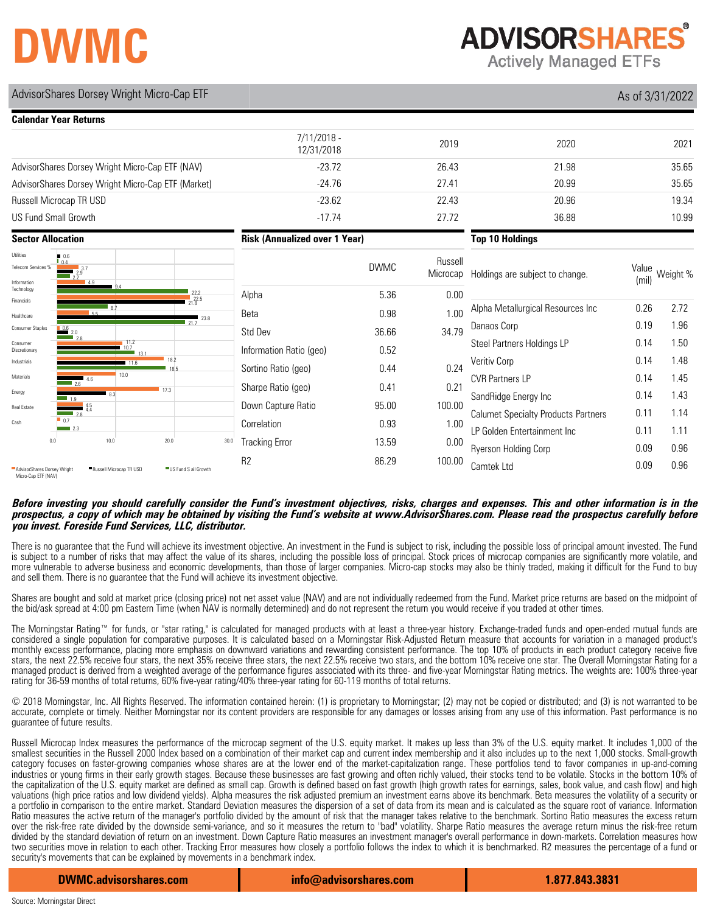# DWMC

**ADVISORSHARES**
Actively Managed ETFs

AdvisorShares Dorsey Wright Micro-Cap ETF — As of 3/31/2022

## Calendar Year Returns

| | 7/11/2018 - 12/31/2018 | 2019 | 2020 | 2021 |
|---|---|---|---|---|
| AdvisorShares Dorsey Wright Micro-Cap ETF (NAV) | -23.72 | 26.43 | 21.98 | 35.65 |
| AdvisorShares Dorsey Wright Micro-Cap ETF (Market) | -24.76 | 27.41 | 20.99 | 35.65 |
| Russell Microcap TR USD | -23.62 | 22.43 | 20.96 | 19.34 |
| US Fund Small Growth | -17.74 | 27.72 | 36.88 | 10.99 |

## Sector Allocation

Utilities 0.6 0.4
Telecom Services % 3.7 2.9 2.2
Information Technology 4.9 9.4 22.2
Financials 22.5 21.8 8.7
Healthcare 5.5 23.8 21.7
Consumer Staples 0.6 2.0 2.8
Consumer Discretionary 11.2 10.7 13.1
Industrials 18.2 11.6 18.5
Materials 10.0 4.6 2.6
Energy 17.3 8.3 1.9
Real Estate 4.5 4.4 2.8
Cash 0.7 2.3

0.0 10.0 20.0 30.0

AdvisorShares Dorsey Wright Micro-Cap ETF (NAV) — Russell Microcap TR USD — US Fund Small Growth

## Risk (Annualized over 1 Year)

| | DWMC | Russell Microcap |
|---|---|---|
| Alpha | 5.36 | 0.00 |
| Beta | 0.98 | 1.00 |
| Std Dev | 36.66 | 34.79 |
| Information Ratio (geo) | 0.52 | |
| Sortino Ratio (geo) | 0.44 | 0.24 |
| Sharpe Ratio (geo) | 0.41 | 0.21 |
| Down Capture Ratio | 95.00 | 100.00 |
| Correlation | 0.93 | 1.00 |
| Tracking Error | 13.59 | 0.00 |
| R2 | 86.29 | 100.00 |

## Top 10 Holdings

| Holdings are subject to change. | Value (mil) | Weight % |
|---|---|---|
| Alpha Metallurgical Resources Inc | 0.26 | 2.72 |
| Danaos Corp | 0.19 | 1.96 |
| Steel Partners Holdings LP | 0.14 | 1.50 |
| Veritiv Corp | 0.14 | 1.48 |
| CVR Partners LP | 0.14 | 1.45 |
| SandRidge Energy Inc | 0.14 | 1.43 |
| Calumet Specialty Products Partners | 0.11 | 1.14 |
| LP Golden Entertainment Inc | 0.11 | 1.11 |
| Ryerson Holding Corp | 0.09 | 0.96 |
| Camtek Ltd | 0.09 | 0.96 |

***Before investing you should carefully consider the Fund's investment objectives, risks, charges and expenses. This and other information is in the prospectus, a copy of which may be obtained by visiting the Fund's website at www.AdvisorShares.com. Please read the prospectus carefully before you invest. Foreside Fund Services, LLC, distributor.***

There is no guarantee that the Fund will achieve its investment objective. An investment in the Fund is subject to risk, including the possible loss of principal amount invested. The Fund is subject to a number of risks that may affect the value of its shares, including the possible loss of principal. Stock prices of microcap companies are significantly more volatile, and more vulnerable to adverse business and economic developments, than those of larger companies. Micro-cap stocks may also be thinly traded, making it difficult for the Fund to buy and sell them. There is no guarantee that the Fund will achieve its investment objective.

Shares are bought and sold at market price (closing price) not net asset value (NAV) and are not individually redeemed from the Fund. Market price returns are based on the midpoint of the bid/ask spread at 4:00 pm Eastern Time (when NAV is normally determined) and do not represent the return you would receive if you traded at other times.

The Morningstar Rating™ for funds, or "star rating," is calculated for managed products with at least a three-year history. Exchange-traded funds and open-ended mutual funds are considered a single population for comparative purposes. It is calculated based on a Morningstar Risk-Adjusted Return measure that accounts for variation in a managed product's monthly excess performance, placing more emphasis on downward variations and rewarding consistent performance. The top 10% of products in each product category receive five stars, the next 22.5% receive four stars, the next 35% receive three stars, the next 22.5% receive two stars, and the bottom 10% receive one star. The Overall Morningstar Rating for a managed product is derived from a weighted average of the performance figures associated with its three- and five-year Morningstar Rating metrics. The weights are: 100% three-year rating for 36-59 months of total returns, 60% five-year rating/40% three-year rating for 60-119 months of total returns.

© 2018 Morningstar, Inc. All Rights Reserved. The information contained herein: (1) is proprietary to Morningstar; (2) may not be copied or distributed; and (3) is not warranted to be accurate, complete or timely. Neither Morningstar nor its content providers are responsible for any damages or losses arising from any use of this information. Past performance is no guarantee of future results.

Russell Microcap Index measures the performance of the microcap segment of the U.S. equity market. It makes up less than 3% of the U.S. equity market. It includes 1,000 of the smallest securities in the Russell 2000 Index based on a combination of their market cap and current index membership and it also includes up to the next 1,000 stocks. Small-growth category focuses on faster-growing companies whose shares are at the lower end of the market-capitalization range. These portfolios tend to favor companies in up-and-coming industries or young firms in their early growth stages. Because these businesses are fast growing and often richly valued, their stocks tend to be volatile. Stocks in the bottom 10% of the capitalization of the U.S. equity market are defined as small cap. Growth is defined based on fast growth (high growth rates for earnings, sales, book value, and cash flow) and high valuations (high price ratios and low dividend yields). Alpha measures the risk adjusted premium an investment earns above its benchmark. Beta measures the volatility of a security or a portfolio in comparison to the entire market. Standard Deviation measures the dispersion of a set of data from its mean and is calculated as the square root of variance. Information Ratio measures the active return of the manager's portfolio divided by the amount of risk that the manager takes relative to the benchmark. Sortino Ratio measures the excess return over the risk-free rate divided by the downside semi-variance, and so it measures the return to "bad" volatility. Sharpe Ratio measures the average return minus the risk-free return divided by the standard deviation of return on an investment. Down Capture Ratio measures an investment manager's overall performance in down-markets. Correlation measures how two securities move in relation to each other. Tracking Error measures how closely a portfolio follows the index to which it is benchmarked. R2 measures the percentage of a fund or security's movements that can be explained by movements in a benchmark index.

**DWMC.advisorshares.com** | **info@advisorshares.com** | **1.877.843.3831**

Source: Morningstar Direct